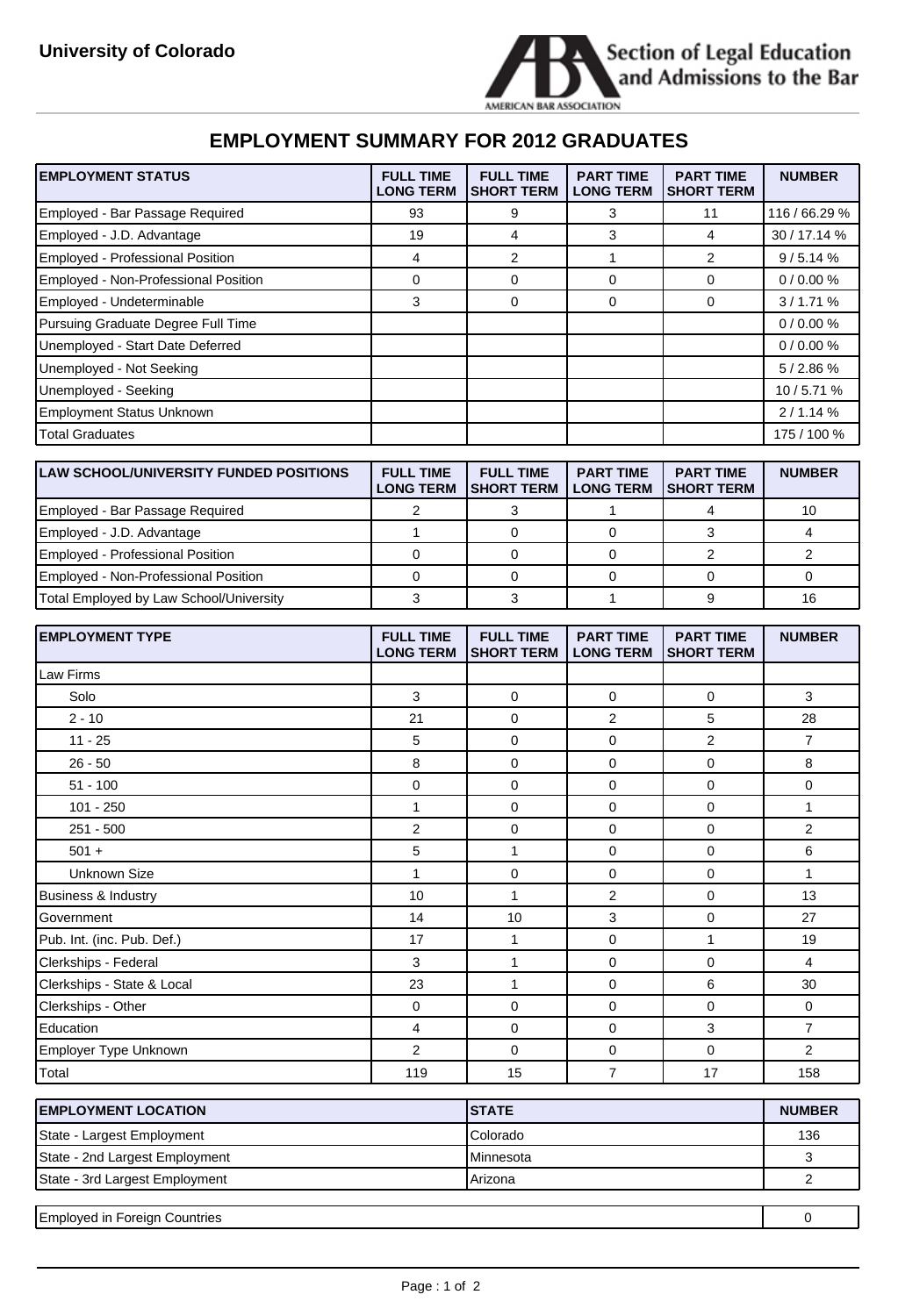**University of Colorado**

Section of Legal Education and Admissions to the Bar

AMERICAN BAR ASSOCIATION

# EMPLOYMENT SUMMARY FOR 2012 GRADUATES

| EMPLOYMENT STATUS | FULL TIME LONG TERM | FULL TIME SHORT TERM | PART TIME LONG TERM | PART TIME SHORT TERM | NUMBER |
|---|---|---|---|---|---|
| Employed - Bar Passage Required | 93 | 9 | 3 | 11 | 116 / 66.29 % |
| Employed - J.D. Advantage | 19 | 4 | 3 | 4 | 30 / 17.14 % |
| Employed - Professional Position | 4 | 2 | 1 | 2 | 9 / 5.14 % |
| Employed - Non-Professional Position | 0 | 0 | 0 | 0 | 0 / 0.00 % |
| Employed - Undeterminable | 3 | 0 | 0 | 0 | 3 / 1.71 % |
| Pursuing Graduate Degree Full Time | | | | | 0 / 0.00 % |
| Unemployed - Start Date Deferred | | | | | 0 / 0.00 % |
| Unemployed - Not Seeking | | | | | 5 / 2.86 % |
| Unemployed - Seeking | | | | | 10 / 5.71 % |
| Employment Status Unknown | | | | | 2 / 1.14 % |
| Total Graduates | | | | | 175 / 100 % |

| LAW SCHOOL/UNIVERSITY FUNDED POSITIONS | FULL TIME LONG TERM | FULL TIME SHORT TERM | PART TIME LONG TERM | PART TIME SHORT TERM | NUMBER |
|---|---|---|---|---|---|
| Employed - Bar Passage Required | 2 | 3 | 1 | 4 | 10 |
| Employed - J.D. Advantage | 1 | 0 | 0 | 3 | 4 |
| Employed - Professional Position | 0 | 0 | 0 | 2 | 2 |
| Employed - Non-Professional Position | 0 | 0 | 0 | 0 | 0 |
| Total Employed by Law School/University | 3 | 3 | 1 | 9 | 16 |

| EMPLOYMENT TYPE | FULL TIME LONG TERM | FULL TIME SHORT TERM | PART TIME LONG TERM | PART TIME SHORT TERM | NUMBER |
|---|---|---|---|---|---|
| Law Firms | | | | | |
| Solo | 3 | 0 | 0 | 0 | 3 |
| 2 - 10 | 21 | 0 | 2 | 5 | 28 |
| 11 - 25 | 5 | 0 | 0 | 2 | 7 |
| 26 - 50 | 8 | 0 | 0 | 0 | 8 |
| 51 - 100 | 0 | 0 | 0 | 0 | 0 |
| 101 - 250 | 1 | 0 | 0 | 0 | 1 |
| 251 - 500 | 2 | 0 | 0 | 0 | 2 |
| 501 + | 5 | 1 | 0 | 0 | 6 |
| Unknown Size | 1 | 0 | 0 | 0 | 1 |
| Business & Industry | 10 | 1 | 2 | 0 | 13 |
| Government | 14 | 10 | 3 | 0 | 27 |
| Pub. Int. (inc. Pub. Def.) | 17 | 1 | 0 | 1 | 19 |
| Clerkships - Federal | 3 | 1 | 0 | 0 | 4 |
| Clerkships - State & Local | 23 | 1 | 0 | 6 | 30 |
| Clerkships - Other | 0 | 0 | 0 | 0 | 0 |
| Education | 4 | 0 | 0 | 3 | 7 |
| Employer Type Unknown | 2 | 0 | 0 | 0 | 2 |
| Total | 119 | 15 | 7 | 17 | 158 |

| EMPLOYMENT LOCATION | STATE | NUMBER |
|---|---|---|
| State - Largest Employment | Colorado | 136 |
| State - 2nd Largest Employment | Minnesota | 3 |
| State - 3rd Largest Employment | Arizona | 2 |

| Employed in Foreign Countries | 0 |
|---|---|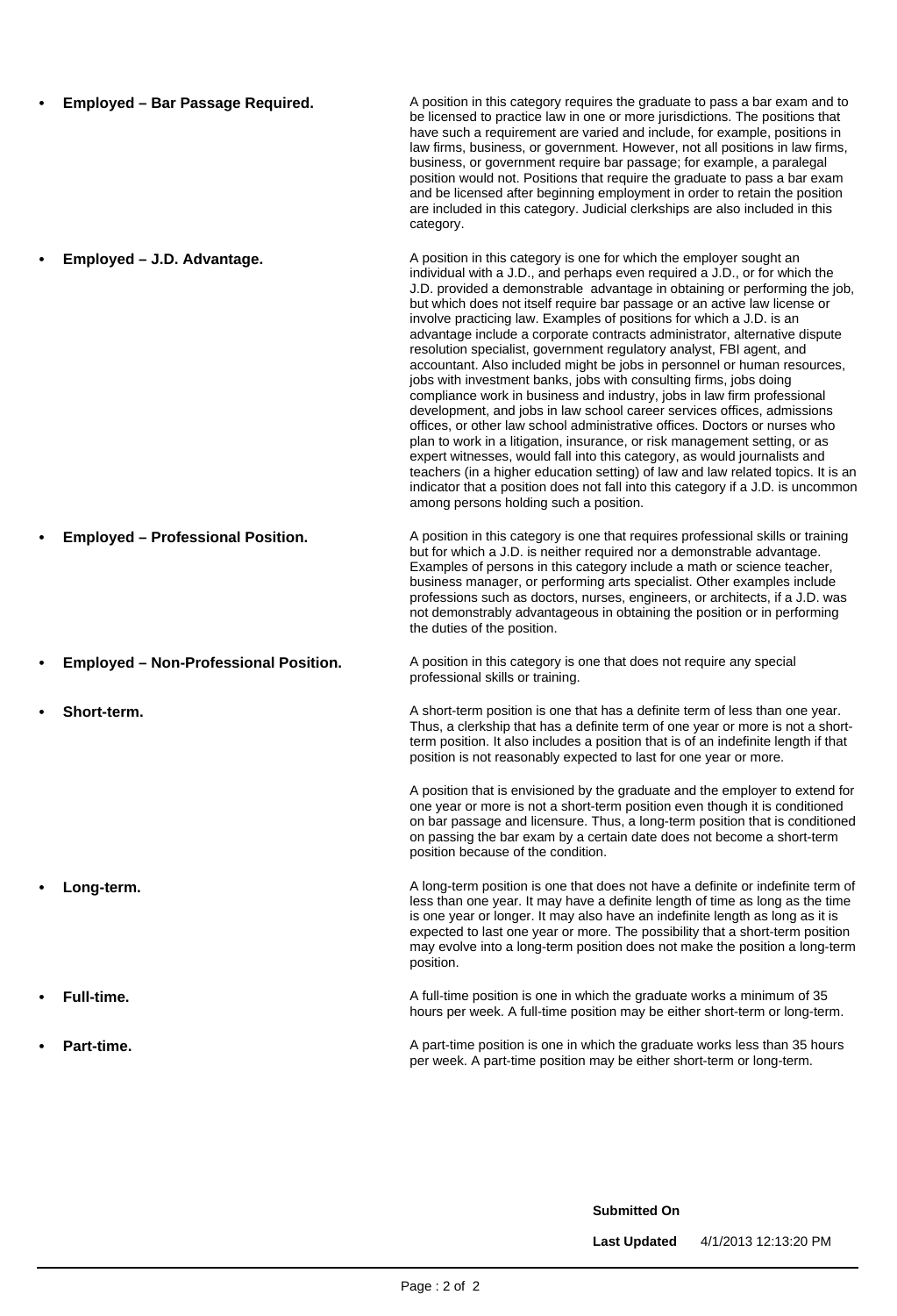- **Employed – Bar Passage Required.** A position in this category requires the graduate to pass a bar exam and to be licensed to practice law in one or more jurisdictions. The positions that have such a requirement are varied and include, for example, positions in law firms, business, or government. However, not all positions in law firms, business, or government require bar passage; for example, a paralegal position would not. Positions that require the graduate to pass a bar exam and be licensed after beginning employment in order to retain the position are included in this category. Judicial clerkships are also included in this category.

- **Employed – J.D. Advantage.** A position in this category is one for which the employer sought an individual with a J.D., and perhaps even required a J.D., or for which the J.D. provided a demonstrable advantage in obtaining or performing the job, but which does not itself require bar passage or an active law license or involve practicing law. Examples of positions for which a J.D. is an advantage include a corporate contracts administrator, alternative dispute resolution specialist, government regulatory analyst, FBI agent, and accountant. Also included might be jobs in personnel or human resources, jobs with investment banks, jobs with consulting firms, jobs doing compliance work in business and industry, jobs in law firm professional development, and jobs in law school career services offices, admissions offices, or other law school administrative offices. Doctors or nurses who plan to work in a litigation, insurance, or risk management setting, or as expert witnesses, would fall into this category, as would journalists and teachers (in a higher education setting) of law and law related topics. It is an indicator that a position does not fall into this category if a J.D. is uncommon among persons holding such a position.

- **Employed – Professional Position.** A position in this category is one that requires professional skills or training but for which a J.D. is neither required nor a demonstrable advantage. Examples of persons in this category include a math or science teacher, business manager, or performing arts specialist. Other examples include professions such as doctors, nurses, engineers, or architects, if a J.D. was not demonstrably advantageous in obtaining the position or in performing the duties of the position.

- **Employed – Non-Professional Position.** A position in this category is one that does not require any special professional skills or training.

- **Short-term.** A short-term position is one that has a definite term of less than one year. Thus, a clerkship that has a definite term of one year or more is not a short-term position. It also includes a position that is of an indefinite length if that position is not reasonably expected to last for one year or more.

  A position that is envisioned by the graduate and the employer to extend for one year or more is not a short-term position even though it is conditioned on bar passage and licensure. Thus, a long-term position that is conditioned on passing the bar exam by a certain date does not become a short-term position because of the condition.

- **Long-term.** A long-term position is one that does not have a definite or indefinite term of less than one year. It may have a definite length of time as long as the time is one year or longer. It may also have an indefinite length as long as it is expected to last one year or more. The possibility that a short-term position may evolve into a long-term position does not make the position a long-term position.

- **Full-time.** A full-time position is one in which the graduate works a minimum of 35 hours per week. A full-time position may be either short-term or long-term.

- **Part-time.** A part-time position is one in which the graduate works less than 35 hours per week. A part-time position may be either short-term or long-term.

**Submitted On**

**Last Updated** 4/1/2013 12:13:20 PM